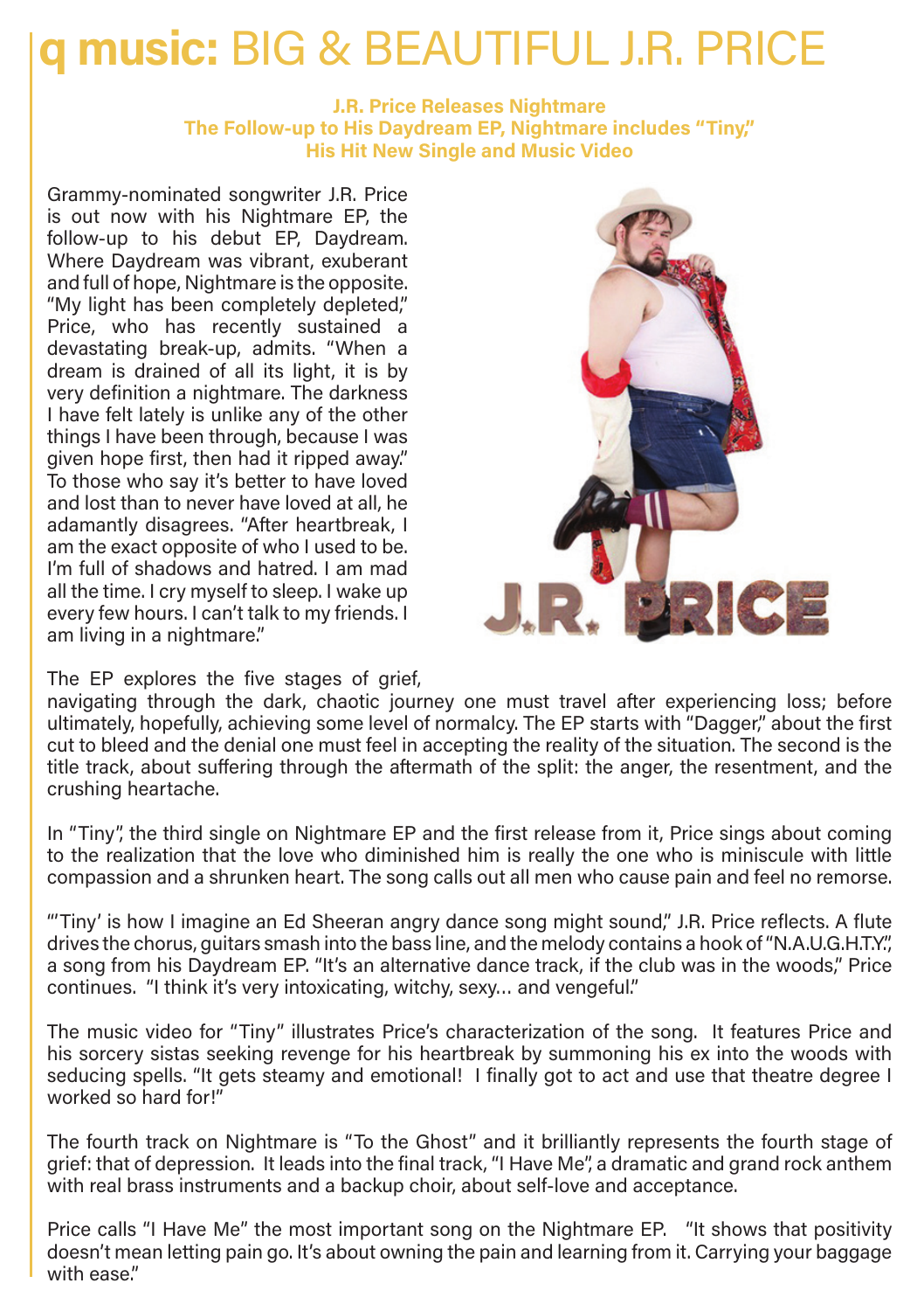# q music: BIG & BEAUTIFUL J.R. PRICE

**J.R. Price Releases Nightmare**
**The Follow-up to His Daydream EP, Nightmare includes "Tiny,"**
**His Hit New Single and Music Video**

Grammy-nominated songwriter J.R. Price is out now with his Nightmare EP, the follow-up to his debut EP, Daydream. Where Daydream was vibrant, exuberant and full of hope, Nightmare is the opposite. "My light has been completely depleted," Price, who has recently sustained a devastating break-up, admits. "When a dream is drained of all its light, it is by very definition a nightmare. The darkness I have felt lately is unlike any of the other things I have been through, because I was given hope first, then had it ripped away." To those who say it's better to have loved and lost than to never have loved at all, he adamantly disagrees. "After heartbreak, I am the exact opposite of who I used to be. I'm full of shadows and hatred. I am mad all the time. I cry myself to sleep. I wake up every few hours. I can't talk to my friends. I am living in a nightmare."

The EP explores the five stages of grief, navigating through the dark, chaotic journey one must travel after experiencing loss; before ultimately, hopefully, achieving some level of normalcy. The EP starts with "Dagger," about the first cut to bleed and the denial one must feel in accepting the reality of the situation. The second is the title track, about suffering through the aftermath of the split: the anger, the resentment, and the crushing heartache.

In "Tiny", the third single on Nightmare EP and the first release from it, Price sings about coming to the realization that the love who diminished him is really the one who is miniscule with little compassion and a shrunken heart. The song calls out all men who cause pain and feel no remorse.

"'Tiny' is how I imagine an Ed Sheeran angry dance song might sound," J.R. Price reflects. A flute drives the chorus, guitars smash into the bass line, and the melody contains a hook of "N.A.U.G.H.T.Y.", a song from his Daydream EP. "It's an alternative dance track, if the club was in the woods," Price continues. "I think it's very intoxicating, witchy, sexy... and vengeful."

The music video for "Tiny" illustrates Price's characterization of the song. It features Price and his sorcery sistas seeking revenge for his heartbreak by summoning his ex into the woods with seducing spells. "It gets steamy and emotional! I finally got to act and use that theatre degree I worked so hard for!"

The fourth track on Nightmare is "To the Ghost" and it brilliantly represents the fourth stage of grief: that of depression. It leads into the final track, "I Have Me", a dramatic and grand rock anthem with real brass instruments and a backup choir, about self-love and acceptance.

Price calls "I Have Me" the most important song on the Nightmare EP. "It shows that positivity doesn't mean letting pain go. It's about owning the pain and learning from it. Carrying your baggage with ease."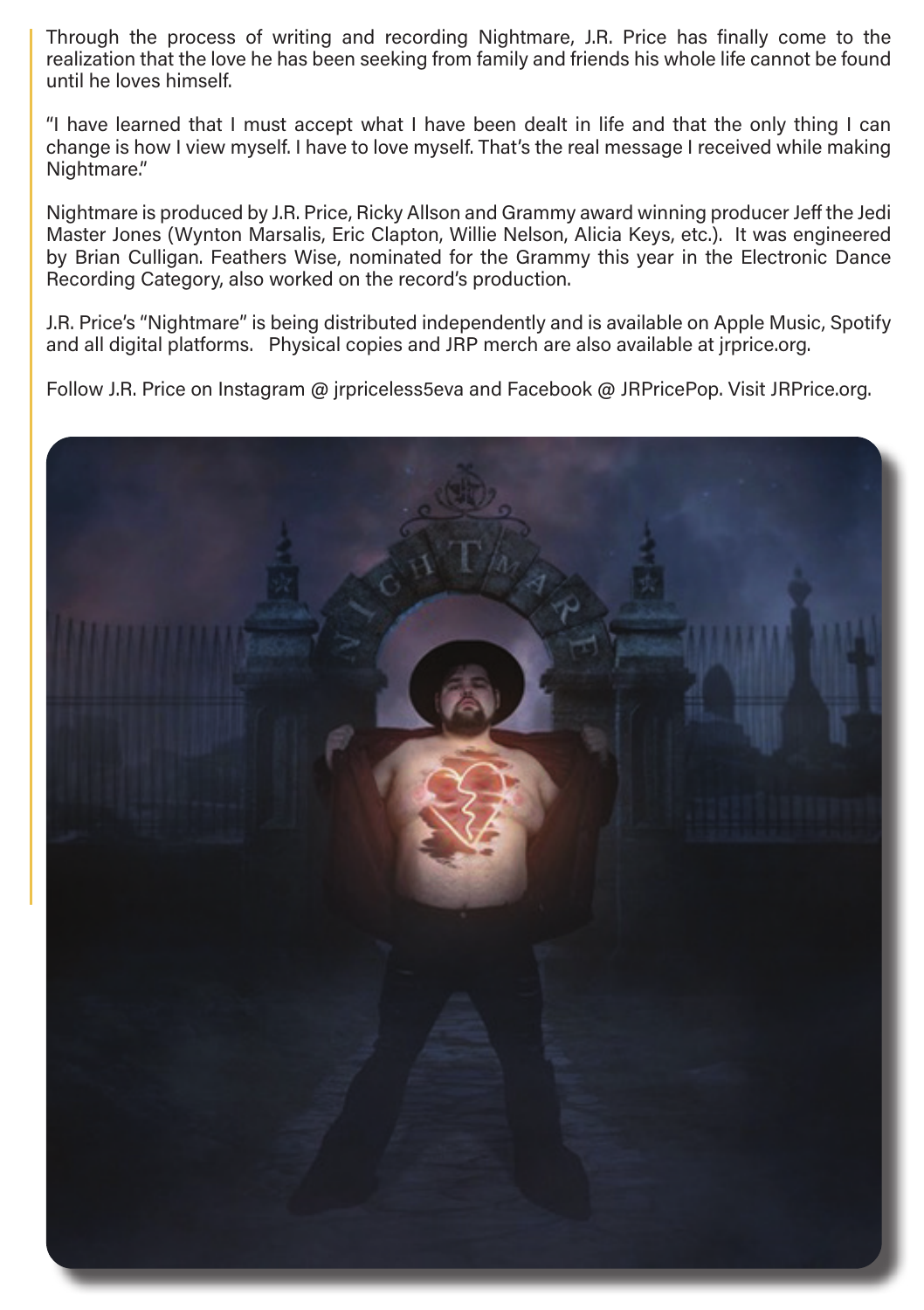Through the process of writing and recording Nightmare, J.R. Price has finally come to the realization that the love he has been seeking from family and friends his whole life cannot be found until he loves himself.

"I have learned that I must accept what I have been dealt in life and that the only thing I can change is how I view myself. I have to love myself. That's the real message I received while making Nightmare."

Nightmare is produced by J.R. Price, Ricky Allson and Grammy award winning producer Jeff the Jedi Master Jones (Wynton Marsalis, Eric Clapton, Willie Nelson, Alicia Keys, etc.). It was engineered by Brian Culligan. Feathers Wise, nominated for the Grammy this year in the Electronic Dance Recording Category, also worked on the record's production.

J.R. Price's "Nightmare" is being distributed independently and is available on Apple Music, Spotify and all digital platforms. Physical copies and JRP merch are also available at jrprice.org.

Follow J.R. Price on Instagram @ jrpriceless5eva and Facebook @ JRPricePop. Visit JRPrice.org.